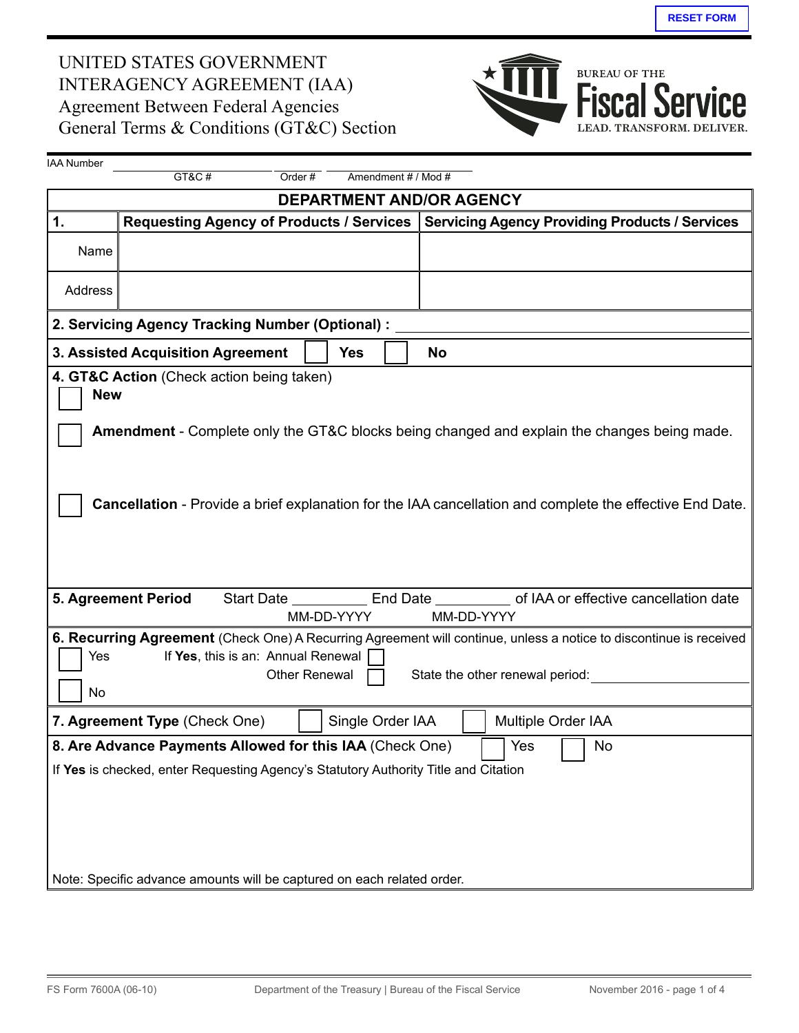RESET FORM

# UNITED STATES GOVERNMENT INTERAGENCY AGREEMENT (IAA)
## Agreement Between Federal Agencies
## General Terms & Conditions (GT&C) Section

BUREAU OF THE **Fiscal Service**
LEAD. TRANSFORM. DELIVER.

IAA Number ____________________ GT&C # ________ Order # ________ Amendment # / Mod #

| DEPARTMENT AND/OR AGENCY | | |
|---|---|---|
| **1.** | **Requesting Agency of Products / Services** | **Servicing Agency Providing Products / Services** |
| Name | | |
| Address | | |

**2. Servicing Agency Tracking Number (Optional) :** ____________________

**3. Assisted Acquisition Agreement** ☐ **Yes** ☐ **No**

**4. GT&C Action** (Check action being taken)

☐ **New**

☐ **Amendment** - Complete only the GT&C blocks being changed and explain the changes being made.

☐ **Cancellation** - Provide a brief explanation for the IAA cancellation and complete the effective End Date.

**5. Agreement Period** Start Date __________ (MM-DD-YYYY) End Date __________ (MM-DD-YYYY) of IAA or effective cancellation date

**6. Recurring Agreement** (Check One) A Recurring Agreement will continue, unless a notice to discontinue is received

☐ Yes — If **Yes**, this is an: Annual Renewal ☐ Other Renewal ☐ State the other renewal period: ____________________

☐ No

**7. Agreement Type** (Check One) ☐ Single Order IAA ☐ Multiple Order IAA

**8. Are Advance Payments Allowed for this IAA** (Check One) ☐ Yes ☐ No

If **Yes** is checked, enter Requesting Agency's Statutory Authority Title and Citation

Note: Specific advance amounts will be captured on each related order.

FS Form 7600A (06-10) Department of the Treasury | Bureau of the Fiscal Service November 2016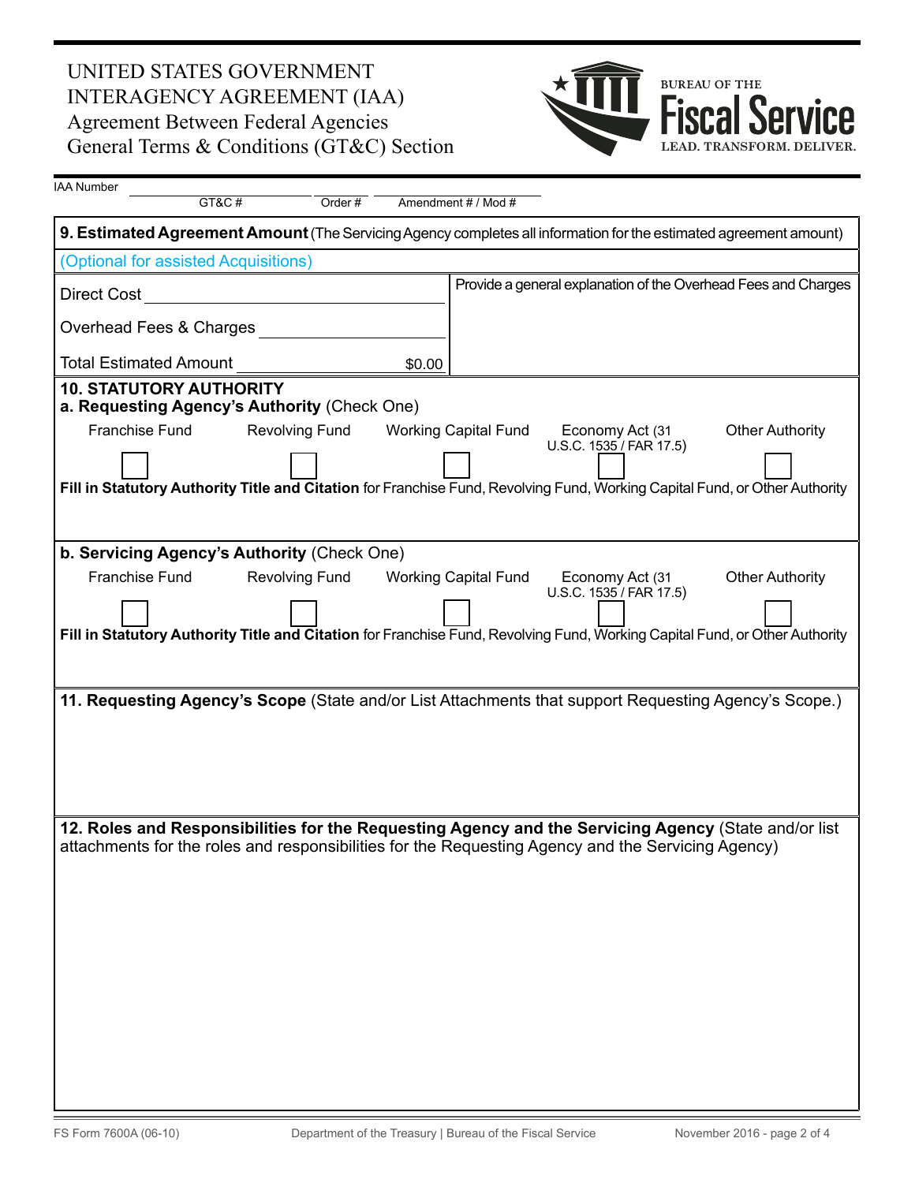# UNITED STATES GOVERNMENT
# INTERAGENCY AGREEMENT (IAA)
## Agreement Between Federal Agencies
## General Terms & Conditions (GT&C) Section

BUREAU OF THE **Fiscal Service**
LEAD. TRANSFORM. DELIVER.

IAA Number

| GT&C # | Order # | Amendment # / Mod # |
|---|---|---|
| | | |

**9. Estimated Agreement Amount** (The Servicing Agency completes all information for the estimated agreement amount)

(Optional for assisted Acquisitions)

| | Provide a general explanation of the Overhead Fees and Charges |
|---|---|
| Direct Cost ______________ | |
| Overhead Fees & Charges ______________ | |
| Total Estimated Amount $0.00 | |

**10. STATUTORY AUTHORITY**

**a. Requesting Agency's Authority** (Check One)

- ☐ Franchise Fund
- ☐ Revolving Fund
- ☐ Working Capital Fund
- ☐ Economy Act (31 U.S.C. 1535 / FAR 17.5)
- ☐ Other Authority

**Fill in Statutory Authority Title and Citation** for Franchise Fund, Revolving Fund, Working Capital Fund, or Other Authority

**b. Servicing Agency's Authority** (Check One)

- ☐ Franchise Fund
- ☐ Revolving Fund
- ☐ Working Capital Fund
- ☐ Economy Act (31 U.S.C. 1535 / FAR 17.5)
- ☐ Other Authority

**Fill in Statutory Authority Title and Citation** for Franchise Fund, Revolving Fund, Working Capital Fund, or Other Authority

**11. Requesting Agency's Scope** (State and/or List Attachments that support Requesting Agency's Scope.)

**12. Roles and Responsibilities for the Requesting Agency and the Servicing Agency** (State and/or list attachments for the roles and responsibilities for the Requesting Agency and the Servicing Agency)

FS Form 7600A (06-10) | Department of the Treasury | Bureau of the Fiscal Service | November 2016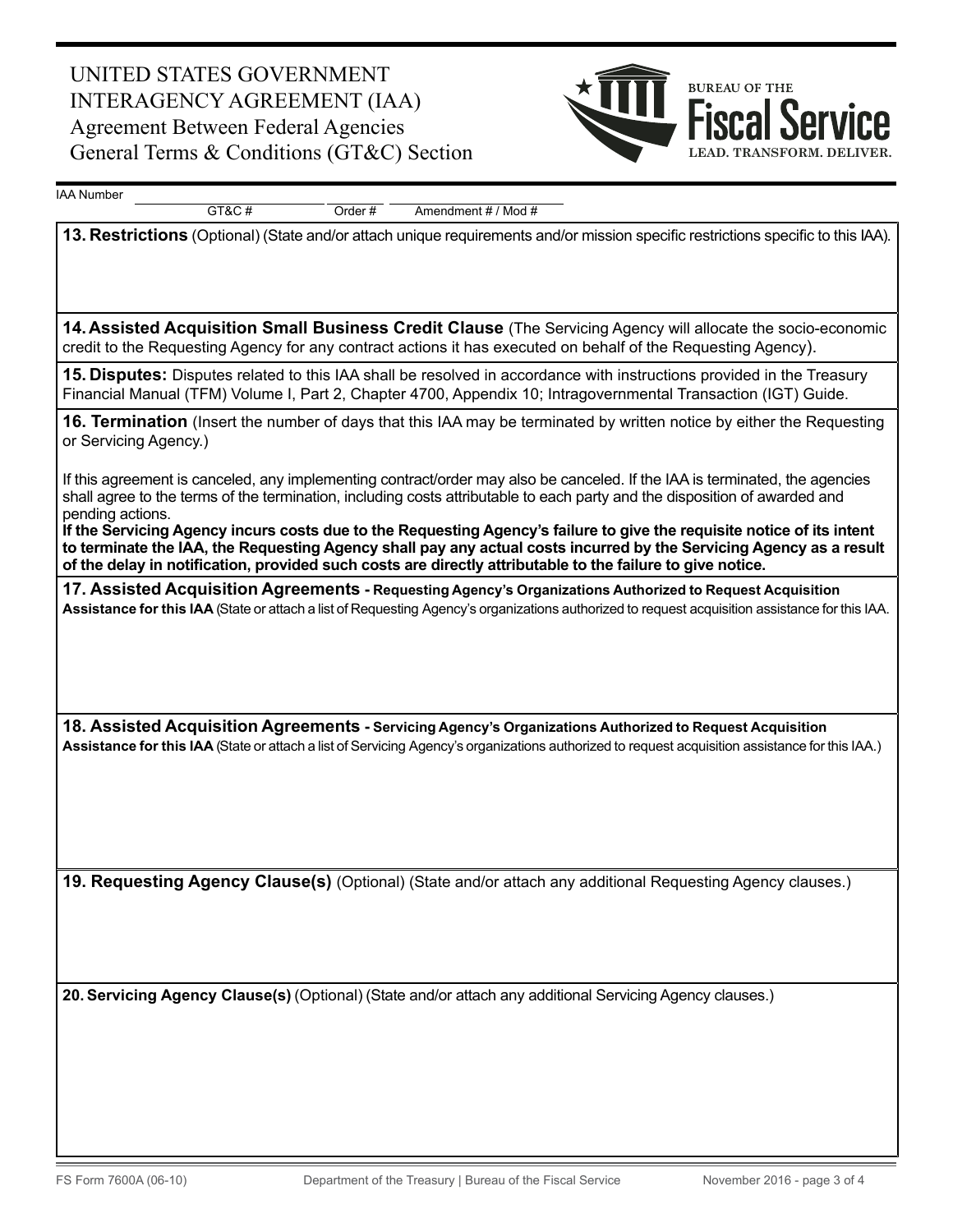# UNITED STATES GOVERNMENT INTERAGENCY AGREEMENT (IAA)
## Agreement Between Federal Agencies
## General Terms & Conditions (GT&C) Section

IAA Number

| GT&C # | Order # | Amendment # / Mod # |
|---|---|---|
| | | |

**13. Restrictions** (Optional) (State and/or attach unique requirements and/or mission specific restrictions specific to this IAA).

**14. Assisted Acquisition Small Business Credit Clause** (The Servicing Agency will allocate the socio-economic credit to the Requesting Agency for any contract actions it has executed on behalf of the Requesting Agency).

**15. Disputes:** Disputes related to this IAA shall be resolved in accordance with instructions provided in the Treasury Financial Manual (TFM) Volume I, Part 2, Chapter 4700, Appendix 10; Intragovernmental Transaction (IGT) Guide.

**16. Termination** (Insert the number of days that this IAA may be terminated by written notice by either the Requesting or Servicing Agency.)

If this agreement is canceled, any implementing contract/order may also be canceled. If the IAA is terminated, the agencies shall agree to the terms of the termination, including costs attributable to each party and the disposition of awarded and pending actions.
**If the Servicing Agency incurs costs due to the Requesting Agency's failure to give the requisite notice of its intent to terminate the IAA, the Requesting Agency shall pay any actual costs incurred by the Servicing Agency as a result of the delay in notification, provided such costs are directly attributable to the failure to give notice.**

**17. Assisted Acquisition Agreements - Requesting Agency's Organizations Authorized to Request Acquisition Assistance for this IAA** (State or attach a list of Requesting Agency's organizations authorized to request acquisition assistance for this IAA.

**18. Assisted Acquisition Agreements - Servicing Agency's Organizations Authorized to Request Acquisition Assistance for this IAA** (State or attach a list of Servicing Agency's organizations authorized to request acquisition assistance for this IAA.)

**19. Requesting Agency Clause(s)** (Optional) (State and/or attach any additional Requesting Agency clauses.)

**20. Servicing Agency Clause(s)** (Optional) (State and/or attach any additional Servicing Agency clauses.)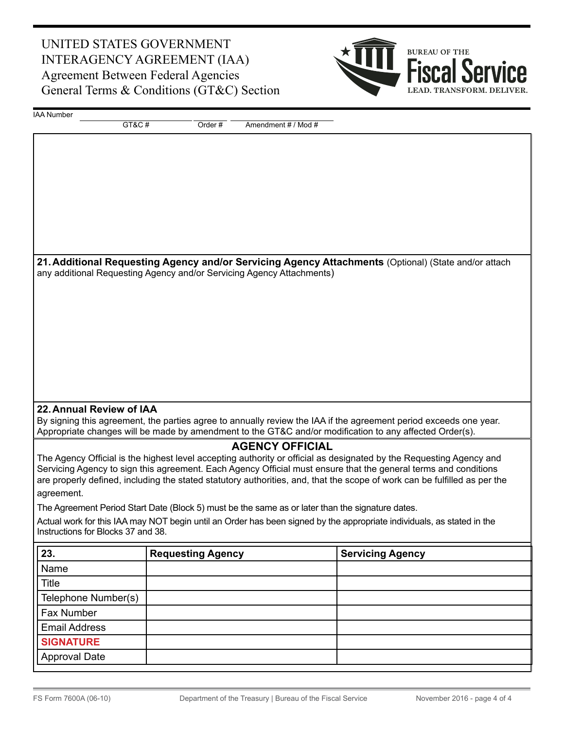# UNITED STATES GOVERNMENT INTERAGENCY AGREEMENT (IAA)
## Agreement Between Federal Agencies
## General Terms & Conditions (GT&C) Section

BUREAU OF THE Fiscal Service
LEAD. TRANSFORM. DELIVER.

IAA Number

GT&C # Order # Amendment # / Mod #

**21. Additional Requesting Agency and/or Servicing Agency Attachments** (Optional) (State and/or attach any additional Requesting Agency and/or Servicing Agency Attachments)

**22. Annual Review of IAA**

By signing this agreement, the parties agree to annually review the IAA if the agreement period exceeds one year. Appropriate changes will be made by amendment to the GT&C and/or modification to any affected Order(s).

## AGENCY OFFICIAL

The Agency Official is the highest level accepting authority or official as designated by the Requesting Agency and Servicing Agency to sign this agreement. Each Agency Official must ensure that the general terms and conditions are properly defined, including the stated statutory authorities, and, that the scope of work can be fulfilled as per the agreement.

The Agreement Period Start Date (Block 5) must be the same as or later than the signature dates.

Actual work for this IAA may NOT begin until an Order has been signed by the appropriate individuals, as stated in the Instructions for Blocks 37 and 38.

| 23. | Requesting Agency | Servicing Agency |
|---|---|---|
| Name | | |
| Title | | |
| Telephone Number(s) | | |
| Fax Number | | |
| Email Address | | |
| **SIGNATURE** | | |
| Approval Date | | |

FS Form 7600A (06-10) Department of the Treasury | Bureau of the Fiscal Service November 2016